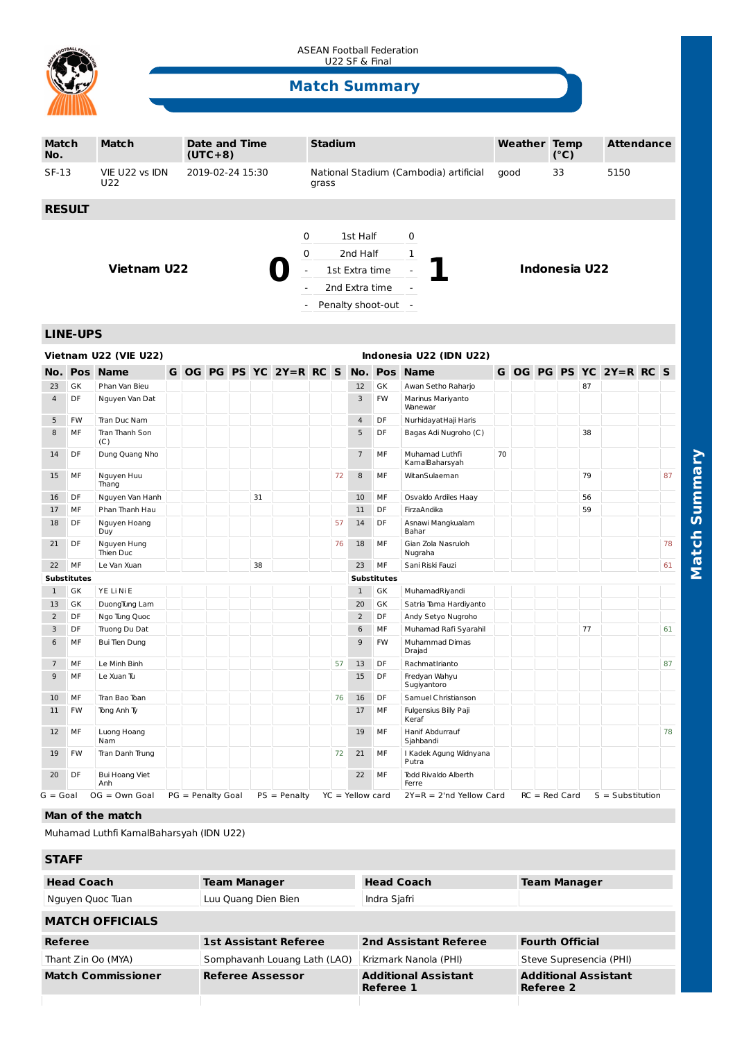ASEAN Football Federation
U22 SF & Final

# Match Summary

| Match No. | Match | Date and Time (UTC+8) | Stadium | Weather | Temp (°C) | Attendance |
|---|---|---|---|---|---|---|
| SF-13 | VIE U22 vs IDN U22 | 2019-02-24 15:30 | National Stadium (Cambodia) artificial grass | good | 33 | 5150 |

## RESULT

**Vietnam U22** **0** - **1** **Indonesia U22**

| | | |
|---|---|---|
| 0 | 1st Half | 0 |
| 0 | 2nd Half | 1 |
| - | 1st Extra time | - |
| - | 2nd Extra time | - |
| - | Penalty shoot-out | - |

## LINE-UPS

### Vietnam U22 (VIE U22)

| No. | Pos | Name | G | OG | PG | PS | YC | 2Y=R | RC | S |
|---|---|---|---|---|---|---|---|---|---|---|
| 23 | GK | Phan Van Bieu | | | | | | | | |
| 4 | DF | Nguyen Van Dat | | | | | | | | |
| 5 | FW | Tran Duc Nam | | | | | | | | |
| 8 | MF | Tran Thanh Son (C) | | | | | | | | |
| 14 | DF | Dung Quang Nho | | | | | | | | |
| 15 | MF | Nguyen Huu Thang | | | | | | | | 72 |
| 16 | DF | Nguyen Van Hanh | | | | | 31 | | | |
| 17 | MF | Phan Thanh Hau | | | | | | | | |
| 18 | DF | Nguyen Hoang Duy | | | | | | | | 57 |
| 21 | DF | Nguyen Hung Thien Duc | | | | | | | | 76 |
| 22 | MF | Le Van Xuan | | | | | 38 | | | |
| **Substitutes** | | | | | | | | | | |
| 1 | GK | YE Li Ni E | | | | | | | | |
| 13 | GK | DuongTung Lam | | | | | | | | |
| 2 | DF | Ngo Tung Quoc | | | | | | | | |
| 3 | DF | Truong Du Dat | | | | | | | | |
| 6 | MF | Bui Tien Dung | | | | | | | | |
| 7 | MF | Le Minh Binh | | | | | | | | 57 |
| 9 | MF | Le Xuan Tu | | | | | | | | |
| 10 | MF | Tran Bao Toan | | | | | | | | 76 |
| 11 | FW | Tong Anh Ty | | | | | | | | |
| 12 | MF | Luong Hoang Nam | | | | | | | | |
| 19 | FW | Tran Danh Trung | | | | | | | | 72 |
| 20 | DF | Bui Hoang Viet Anh | | | | | | | | |

### Indonesia U22 (IDN U22)

| No. | Pos | Name | G | OG | PG | PS | YC | 2Y=R | RC | S |
|---|---|---|---|---|---|---|---|---|---|---|
| 12 | GK | Awan Setho Raharjo | | | | | 87 | | | |
| 3 | FW | Marinus Mariyanto Wanewar | | | | | | | | |
| 4 | DF | NurhidayatHaji Haris | | | | | | | | |
| 5 | DF | Bagas Adi Nugroho (C) | | | | | 38 | | | |
| 7 | MF | Muhamad Luthfi KamalBaharsyah | 70 | | | | | | | |
| 8 | MF | WitanSulaeman | | | | | 79 | | | 87 |
| 10 | MF | Osvaldo Ardiles Haay | | | | | 56 | | | |
| 11 | DF | FirzaAndika | | | | | 59 | | | |
| 14 | DF | Asnawi Mangkualam Bahar | | | | | | | | |
| 18 | MF | Gian Zola Nasruloh Nugraha | | | | | | | | 78 |
| 23 | MF | Sani Riski Fauzi | | | | | | | | 61 |
| **Substitutes** | | | | | | | | | | |
| 1 | GK | MuhamadRiyandi | | | | | | | | |
| 20 | GK | Satria Tama Hardiyanto | | | | | | | | |
| 2 | DF | Andy Setyo Nugroho | | | | | | | | |
| 6 | MF | Muhamad Rafi Syarahil | | | | | 77 | | | 61 |
| 9 | FW | Muhammad Dimas Drajad | | | | | | | | |
| 13 | DF | RachmatIrianto | | | | | | | | 87 |
| 15 | DF | Fredyan Wahyu Sugiyantoro | | | | | | | | |
| 16 | DF | Samuel Christianson | | | | | | | | |
| 17 | MF | Fulgensius Billy Paji Keraf | | | | | | | | |
| 19 | MF | Hanif Abdurrauf Sjahbandi | | | | | | | | 78 |
| 21 | MF | I Kadek Agung Widnyana Putra | | | | | | | | |
| 22 | MF | Todd Rivaldo Alberth Ferre | | | | | | | | |

G = Goal OG = Own Goal PG = Penalty Goal PS = Penalty YC = Yellow card 2Y=R = 2'nd Yellow Card RC = Red Card S = Substitution

### Man of the match

Muhamad Luthfi KamalBaharsyah (IDN U22)

## STAFF

| Head Coach | Team Manager | Head Coach | Team Manager |
|---|---|---|---|
| Nguyen Quoc Tuan | Luu Quang Dien Bien | Indra Sjafri | |

## MATCH OFFICIALS

| Referee | 1st Assistant Referee | 2nd Assistant Referee | Fourth Official |
|---|---|---|---|
| Thant Zin Oo (MYA) | Somphavanh Louang Lath (LAO) | Krizmark Nanola (PHI) | Steve Supresencia (PHI) |
| **Match Commissioner** | **Referee Assessor** | **Additional Assistant Referee 1** | **Additional Assistant Referee 2** |
| | | | |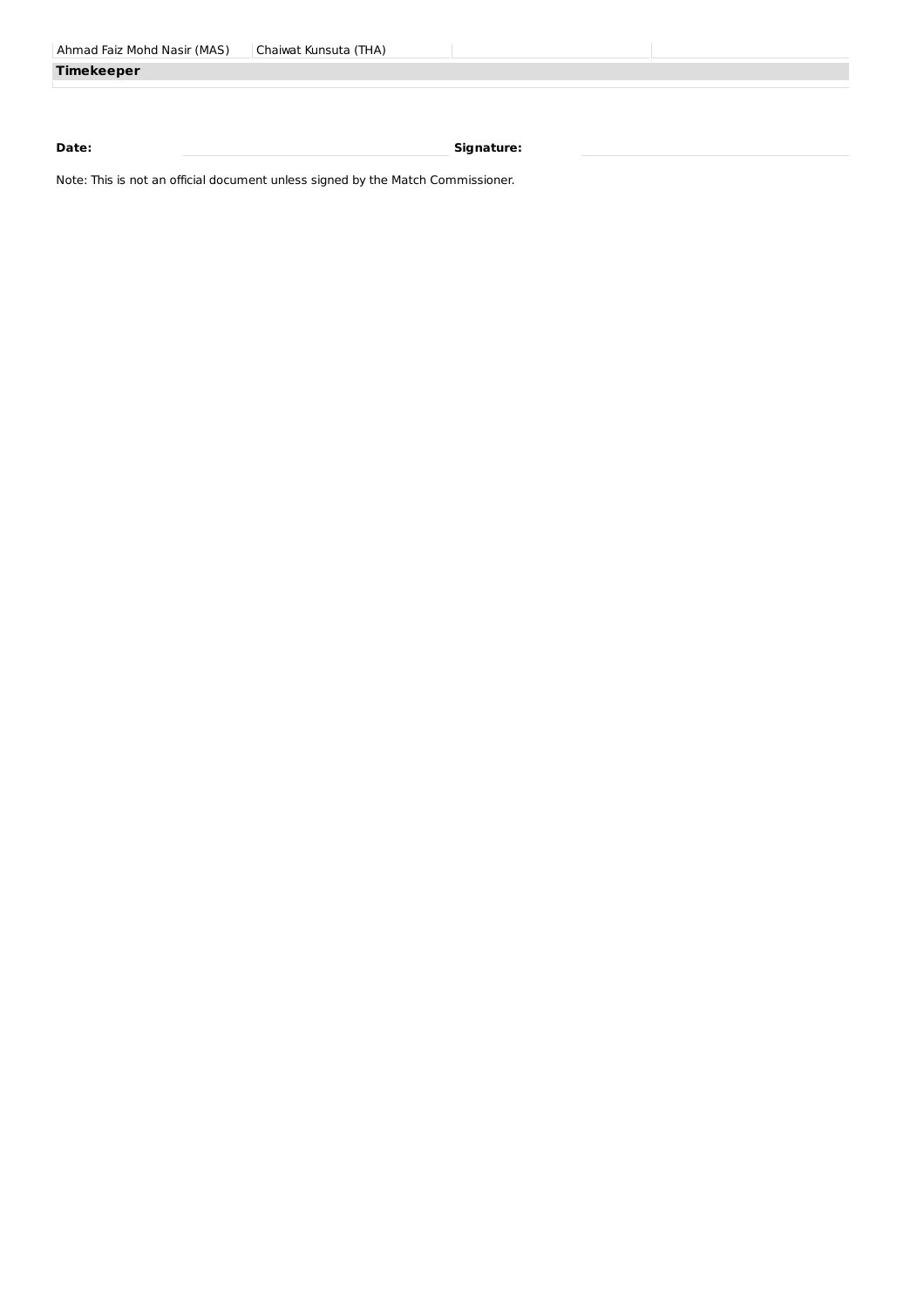| | | | |
|---|---|---|---|
| Ahmad Faiz Mohd Nasir (MAS) | Chaiwat Kunsuta (THA) | | |

**Timekeeper**

**Date:** **Signature:**

Note: This is not an official document unless signed by the Match Commissioner.